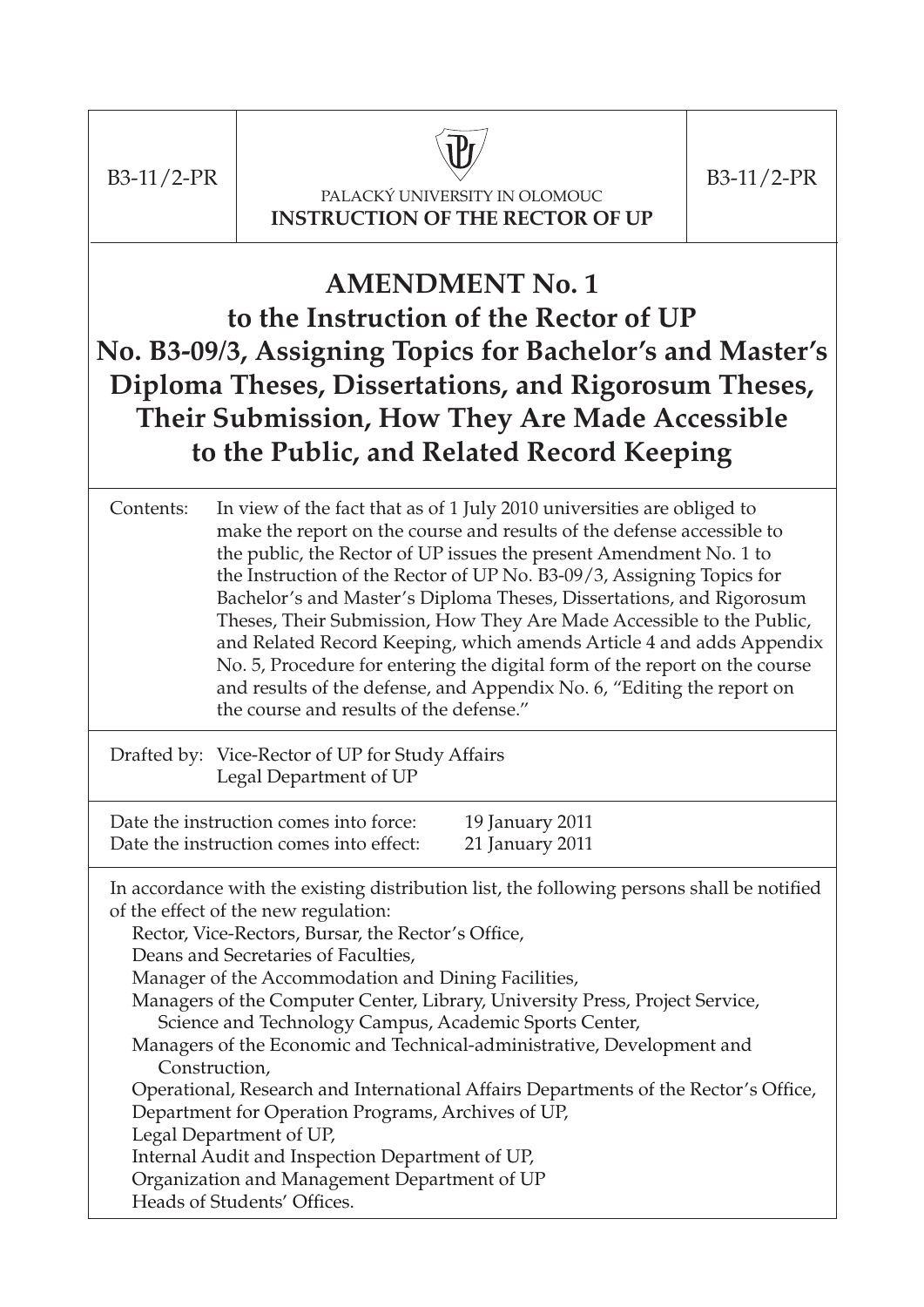| B3-11/2-PR | PALACKÝ UNIVERSITY IN OLOMOUC<br>**INSTRUCTION OF THE RECTOR OF UP** | B3-11/2-PR |
|---|---|---|

# AMENDMENT No. 1 to the Instruction of the Rector of UP No. B3-09/3, Assigning Topics for Bachelor's and Master's Diploma Theses, Dissertations, and Rigorosum Theses, Their Submission, How They Are Made Accessible to the Public, and Related Record Keeping

Contents: In view of the fact that as of 1 July 2010 universities are obliged to make the report on the course and results of the defense accessible to the public, the Rector of UP issues the present Amendment No. 1 to the Instruction of the Rector of UP No. B3-09/3, Assigning Topics for Bachelor's and Master's Diploma Theses, Dissertations, and Rigorosum Theses, Their Submission, How They Are Made Accessible to the Public, and Related Record Keeping, which amends Article 4 and adds Appendix No. 5, Procedure for entering the digital form of the report on the course and results of the defense, and Appendix No. 6, "Editing the report on the course and results of the defense."

Drafted by: Vice-Rector of UP for Study Affairs
Legal Department of UP

Date the instruction comes into force: 19 January 2011
Date the instruction comes into effect: 21 January 2011

In accordance with the existing distribution list, the following persons shall be notified of the effect of the new regulation:

Rector, Vice-Rectors, Bursar, the Rector's Office,
Deans and Secretaries of Faculties,
Manager of the Accommodation and Dining Facilities,
Managers of the Computer Center, Library, University Press, Project Service, Science and Technology Campus, Academic Sports Center,
Managers of the Economic and Technical-administrative, Development and Construction,
Operational, Research and International Affairs Departments of the Rector's Office,
Department for Operation Programs, Archives of UP,
Legal Department of UP,
Internal Audit and Inspection Department of UP,
Organization and Management Department of UP
Heads of Students' Offices.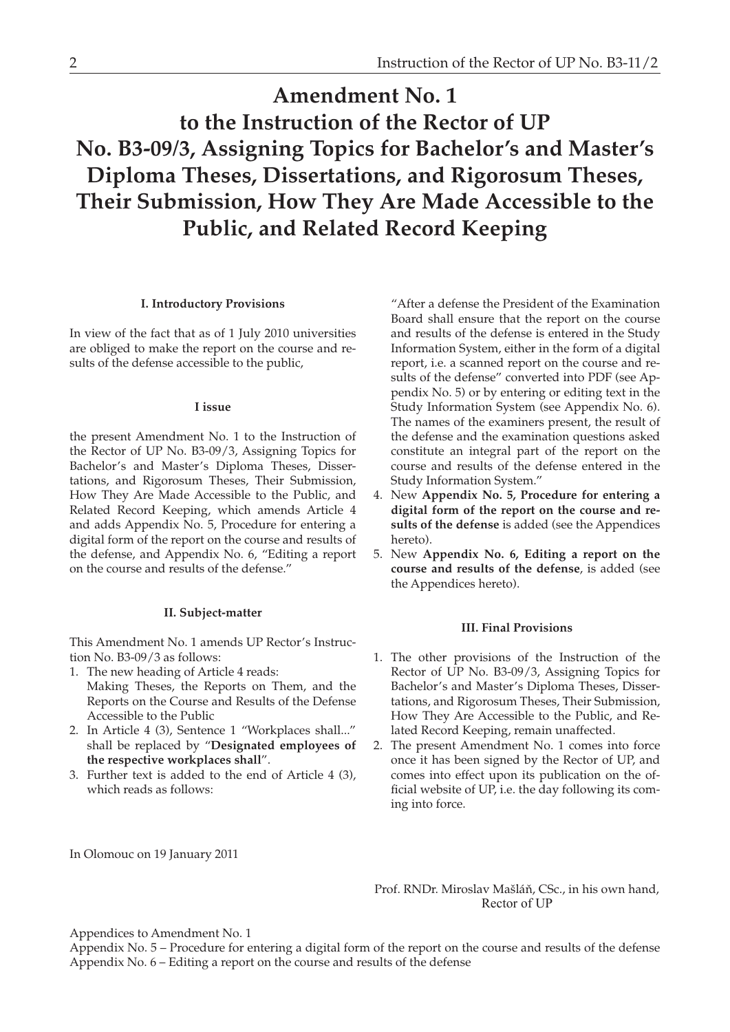# Amendment No. 1 to the Instruction of the Rector of UP No. B3-09/3, Assigning Topics for Bachelor's and Master's Diploma Theses, Dissertations, and Rigorosum Theses, Their Submission, How They Are Made Accessible to the Public, and Related Record Keeping

#### I. Introductory Provisions

In view of the fact that as of 1 July 2010 universities are obliged to make the report on the course and results of the defense accessible to the public,

#### I issue

the present Amendment No. 1 to the Instruction of the Rector of UP No. B3-09/3, Assigning Topics for Bachelor's and Master's Diploma Theses, Dissertations, and Rigorosum Theses, Their Submission, How They Are Made Accessible to the Public, and Related Record Keeping, which amends Article 4 and adds Appendix No. 5, Procedure for entering a digital form of the report on the course and results of the defense, and Appendix No. 6, "Editing a report on the course and results of the defense."

#### II. Subject-matter

This Amendment No. 1 amends UP Rector's Instruction No. B3-09/3 as follows:

1. The new heading of Article 4 reads:
   Making Theses, the Reports on Them, and the Reports on the Course and Results of the Defense Accessible to the Public
2. In Article 4 (3), Sentence 1 "Workplaces shall..." shall be replaced by "**Designated employees of the respective workplaces shall**".
3. Further text is added to the end of Article 4 (3), which reads as follows:
   "After a defense the President of the Examination Board shall ensure that the report on the course and results of the defense is entered in the Study Information System, either in the form of a digital report, i.e. a scanned report on the course and results of the defense" converted into PDF (see Appendix No. 5) or by entering or editing text in the Study Information System (see Appendix No. 6). The names of the examiners present, the result of the defense and the examination questions asked constitute an integral part of the report on the course and results of the defense entered in the Study Information System."
4. New **Appendix No. 5, Procedure for entering a digital form of the report on the course and results of the defense** is added (see the Appendices hereto).
5. New **Appendix No. 6, Editing a report on the course and results of the defense**, is added (see the Appendices hereto).

#### III. Final Provisions

1. The other provisions of the Instruction of the Rector of UP No. B3-09/3, Assigning Topics for Bachelor's and Master's Diploma Theses, Dissertations, and Rigorosum Theses, Their Submission, How They Are Accessible to the Public, and Related Record Keeping, remain unaffected.
2. The present Amendment No. 1 comes into force once it has been signed by the Rector of UP, and comes into effect upon its publication on the official website of UP, i.e. the day following its coming into force.

In Olomouc on 19 January 2011

Prof. RNDr. Miroslav Mašláň, CSc., in his own hand,
Rector of UP

Appendices to Amendment No. 1
Appendix No. 5 – Procedure for entering a digital form of the report on the course and results of the defense
Appendix No. 6 – Editing a report on the course and results of the defense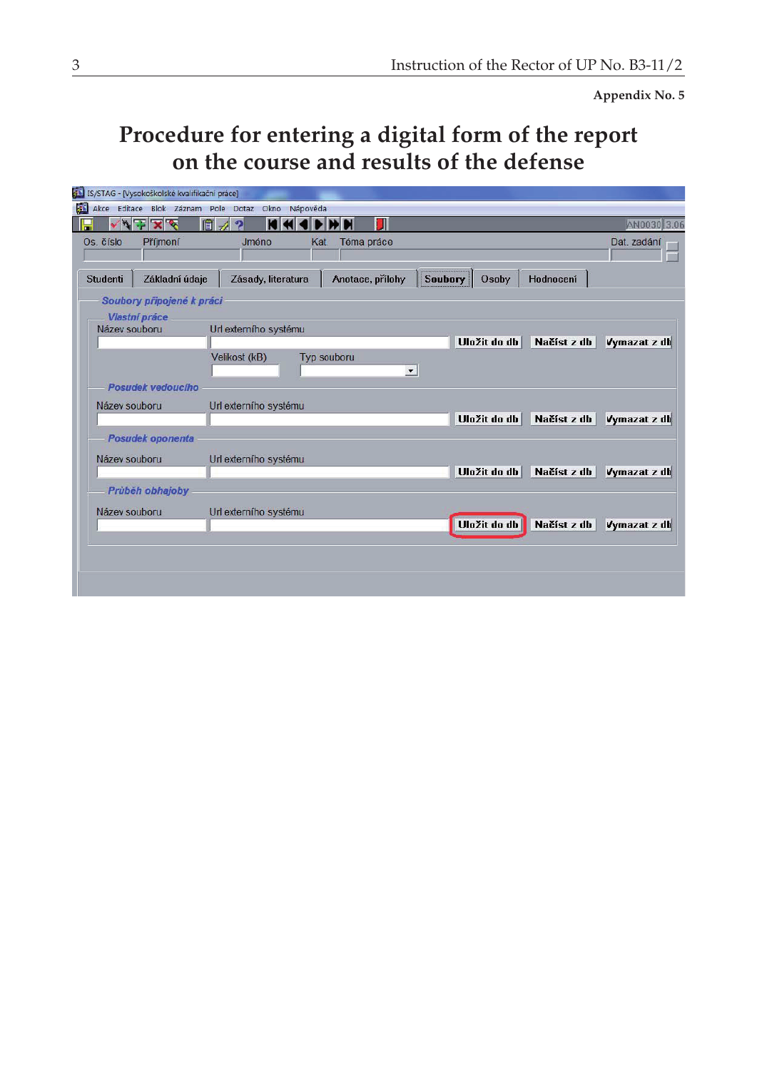**Appendix No. 5**

# Procedure for entering a digital form of the report on the course and results of the defense

IS/STAG - [Vysokoškolské kvalifikační práce]

Akce Editace Blok Záznam Pole Dotaz Okno Nápověda

AN0030 3.06

Os. číslo | Příjmení | Jméno | Kat | Téma práce | Dat. zadání

Studenti | Základní údaje | Zásady, literatura | Anotace, přílohy | Soubory | Osoby | Hodnocení

*Soubory připojené k práci*

*Vlastní práce*

Název souboru | Url externího systému | Uložit do db | Načíst z db | Vymazat z db

Velikost (kB) | Typ souboru

*Posudek vedoucího*

Název souboru | Url externího systému | Uložit do db | Načíst z db | Vymazat z db

*Posudek oponenta*

Název souboru | Url externího systému | Uložit do db | Načíst z db | Vymazat z db

*Průběh obhajoby*

Název souboru | Url externího systému | Uložit do db | Načíst z db | Vymazat z db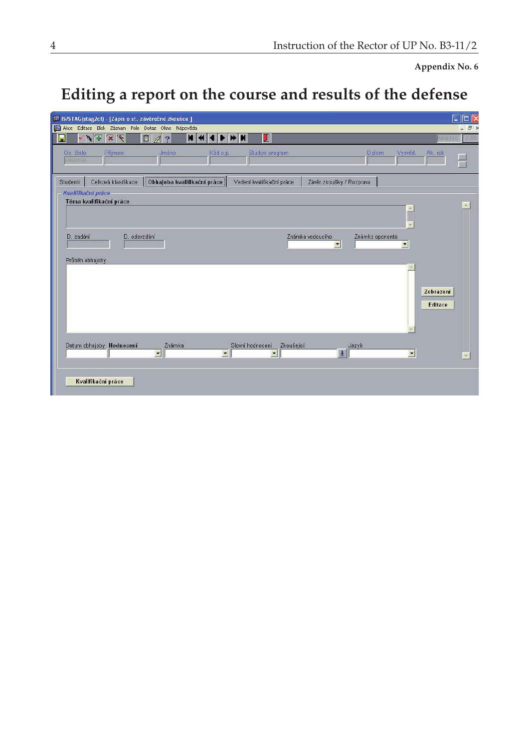**Appendix No. 6**

# Editing a report on the course and results of the defense

IS/STAG(stag2cl) - [Zápis o st. závěrečné zkoušce ]

Akce Editace Blok Záznam Pole Dotaz Okno Nápověda

Os. číslo Příjmení Jméno Kód s.p. Studijní program Diplom Vysvěd. Ak. rok

Studenti | Celková klasifikace | Obhajoba kvalifikační práce | Vedení kvalifikační práce | Závěr.zkoušky / Rozprava

Kvalifikační práce

Téma kvalifikační práce

D. zadání D. odevzdání Známka vedoucího Známka oponenta

Průběh obhajoby

Zobrazení

Editace

Datum obhajoby Hodnocení Známka Slovní hodnocení Zkoušející Jazyk

Kvalifikační práce